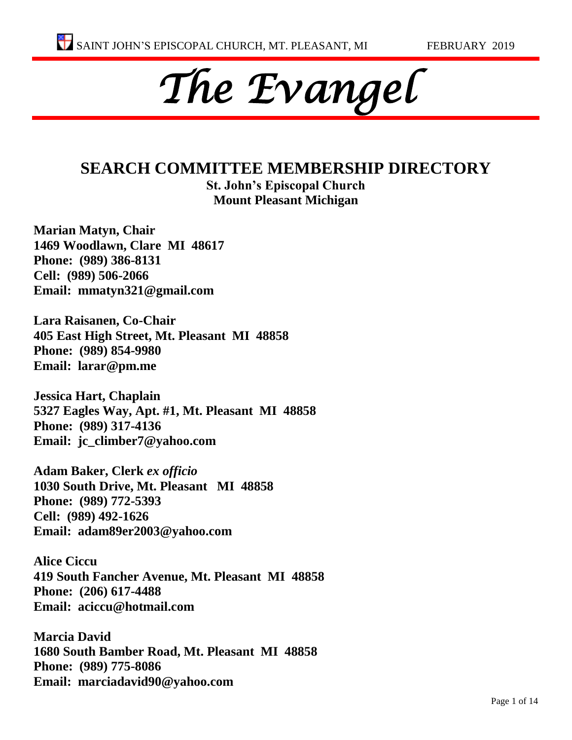# The Evangel

## SEARCH COMMITTEE MEMBERSHIP DIRECTORY

**St. John's Episcopal Church**
**Mount Pleasant Michigan**

**Marian Matyn, Chair**
**1469 Woodlawn, Clare MI 48617**
**Phone: (989) 386-8131**
**Cell: (989) 506-2066**
**Email: mmatyn321@gmail.com**

**Lara Raisanen, Co-Chair**
**405 East High Street, Mt. Pleasant MI 48858**
**Phone: (989) 854-9980**
**Email: larar@pm.me**

**Jessica Hart, Chaplain**
**5327 Eagles Way, Apt. #1, Mt. Pleasant MI 48858**
**Phone: (989) 317-4136**
**Email: jc_climber7@yahoo.com**

**Adam Baker, Clerk *ex officio***
**1030 South Drive, Mt. Pleasant MI 48858**
**Phone: (989) 772-5393**
**Cell: (989) 492-1626**
**Email: adam89er2003@yahoo.com**

**Alice Ciccu**
**419 South Fancher Avenue, Mt. Pleasant MI 48858**
**Phone: (206) 617-4488**
**Email: aciccu@hotmail.com**

**Marcia David**
**1680 South Bamber Road, Mt. Pleasant MI 48858**
**Phone: (989) 775-8086**
**Email: marciadavid90@yahoo.com**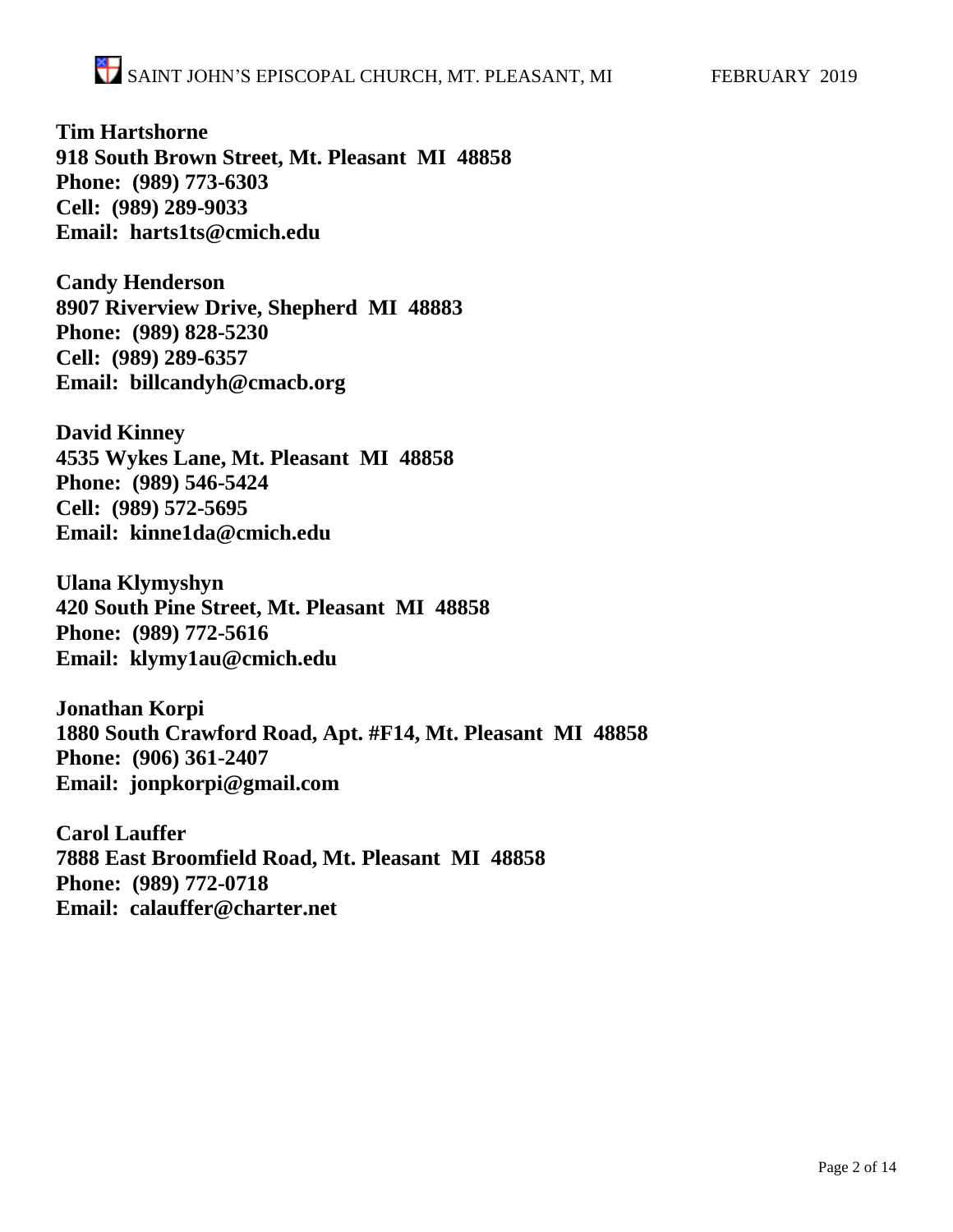**Tim Hartshorne**
**918 South Brown Street, Mt. Pleasant MI 48858**
**Phone: (989) 773-6303**
**Cell: (989) 289-9033**
**Email: harts1ts@cmich.edu**

**Candy Henderson**
**8907 Riverview Drive, Shepherd MI 48883**
**Phone: (989) 828-5230**
**Cell: (989) 289-6357**
**Email: billcandyh@cmacb.org**

**David Kinney**
**4535 Wykes Lane, Mt. Pleasant MI 48858**
**Phone: (989) 546-5424**
**Cell: (989) 572-5695**
**Email: kinne1da@cmich.edu**

**Ulana Klymyshyn**
**420 South Pine Street, Mt. Pleasant MI 48858**
**Phone: (989) 772-5616**
**Email: klymy1au@cmich.edu**

**Jonathan Korpi**
**1880 South Crawford Road, Apt. #F14, Mt. Pleasant MI 48858**
**Phone: (906) 361-2407**
**Email: jonpkorpi@gmail.com**

**Carol Lauffer**
**7888 East Broomfield Road, Mt. Pleasant MI 48858**
**Phone: (989) 772-0718**
**Email: calauffer@charter.net**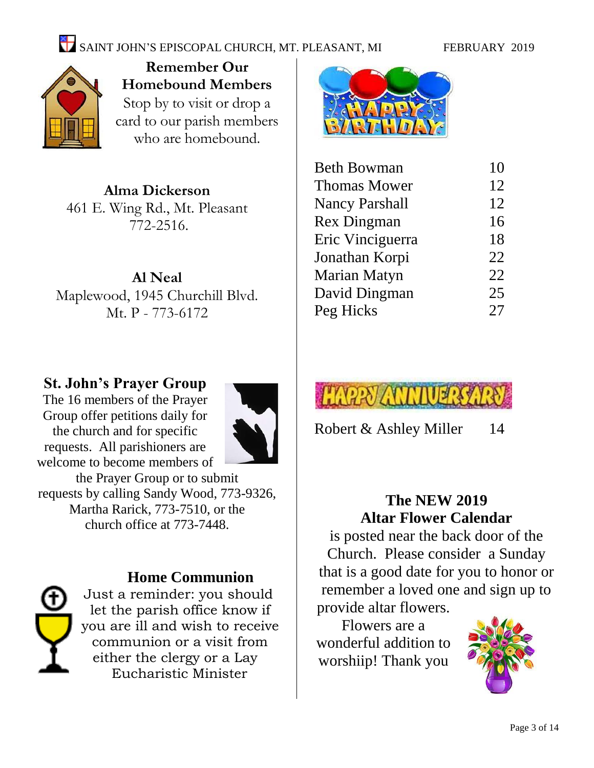## Remember Our Homebound Members

Stop by to visit or drop a card to our parish members who are homebound.

**Alma Dickerson**
461 E. Wing Rd., Mt. Pleasant
772-2516.

**Al Neal**
Maplewood, 1945 Churchill Blvd.
Mt. P - 773-6172

## St. John's Prayer Group

The 16 members of the Prayer Group offer petitions daily for the church and for specific requests. All parishioners are welcome to become members of the Prayer Group or to submit requests by calling Sandy Wood, 773-9326, Martha Rarick, 773-7510, or the church office at 773-7448.

## Home Communion

Just a reminder: you should let the parish office know if you are ill and wish to receive communion or a visit from either the clergy or a Lay Eucharistic Minister

## Happy Birthday

| | |
|---|---|
| Beth Bowman | 10 |
| Thomas Mower | 12 |
| Nancy Parshall | 12 |
| Rex Dingman | 16 |
| Eric Vinciguerra | 18 |
| Jonathan Korpi | 22 |
| Marian Matyn | 22 |
| David Dingman | 25 |
| Peg Hicks | 27 |

## Happy Anniversary

| | |
|---|---|
| Robert & Ashley Miller | 14 |

## The NEW 2019 Altar Flower Calendar

is posted near the back door of the Church. Please consider a Sunday that is a good date for you to honor or remember a loved one and sign up to provide altar flowers.

Flowers are a wonderful addition to worshiip! Thank you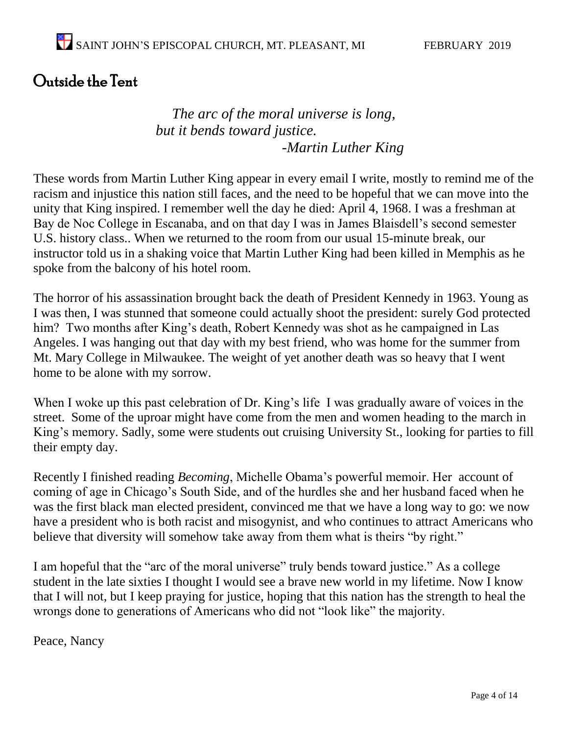# Outside the Tent

*The arc of the moral universe is long,*
*but it bends toward justice.*
*-Martin Luther King*

These words from Martin Luther King appear in every email I write, mostly to remind me of the racism and injustice this nation still faces, and the need to be hopeful that we can move into the unity that King inspired. I remember well the day he died: April 4, 1968. I was a freshman at Bay de Noc College in Escanaba, and on that day I was in James Blaisdell's second semester U.S. history class.. When we returned to the room from our usual 15-minute break, our instructor told us in a shaking voice that Martin Luther King had been killed in Memphis as he spoke from the balcony of his hotel room.

The horror of his assassination brought back the death of President Kennedy in 1963. Young as I was then, I was stunned that someone could actually shoot the president: surely God protected him? Two months after King's death, Robert Kennedy was shot as he campaigned in Las Angeles. I was hanging out that day with my best friend, who was home for the summer from Mt. Mary College in Milwaukee. The weight of yet another death was so heavy that I went home to be alone with my sorrow.

When I woke up this past celebration of Dr. King's life I was gradually aware of voices in the street. Some of the uproar might have come from the men and women heading to the march in King's memory. Sadly, some were students out cruising University St., looking for parties to fill their empty day.

Recently I finished reading *Becoming*, Michelle Obama's powerful memoir. Her account of coming of age in Chicago's South Side, and of the hurdles she and her husband faced when he was the first black man elected president, convinced me that we have a long way to go: we now have a president who is both racist and misogynist, and who continues to attract Americans who believe that diversity will somehow take away from them what is theirs "by right."

I am hopeful that the "arc of the moral universe" truly bends toward justice." As a college student in the late sixties I thought I would see a brave new world in my lifetime. Now I know that I will not, but I keep praying for justice, hoping that this nation has the strength to heal the wrongs done to generations of Americans who did not "look like" the majority.

Peace, Nancy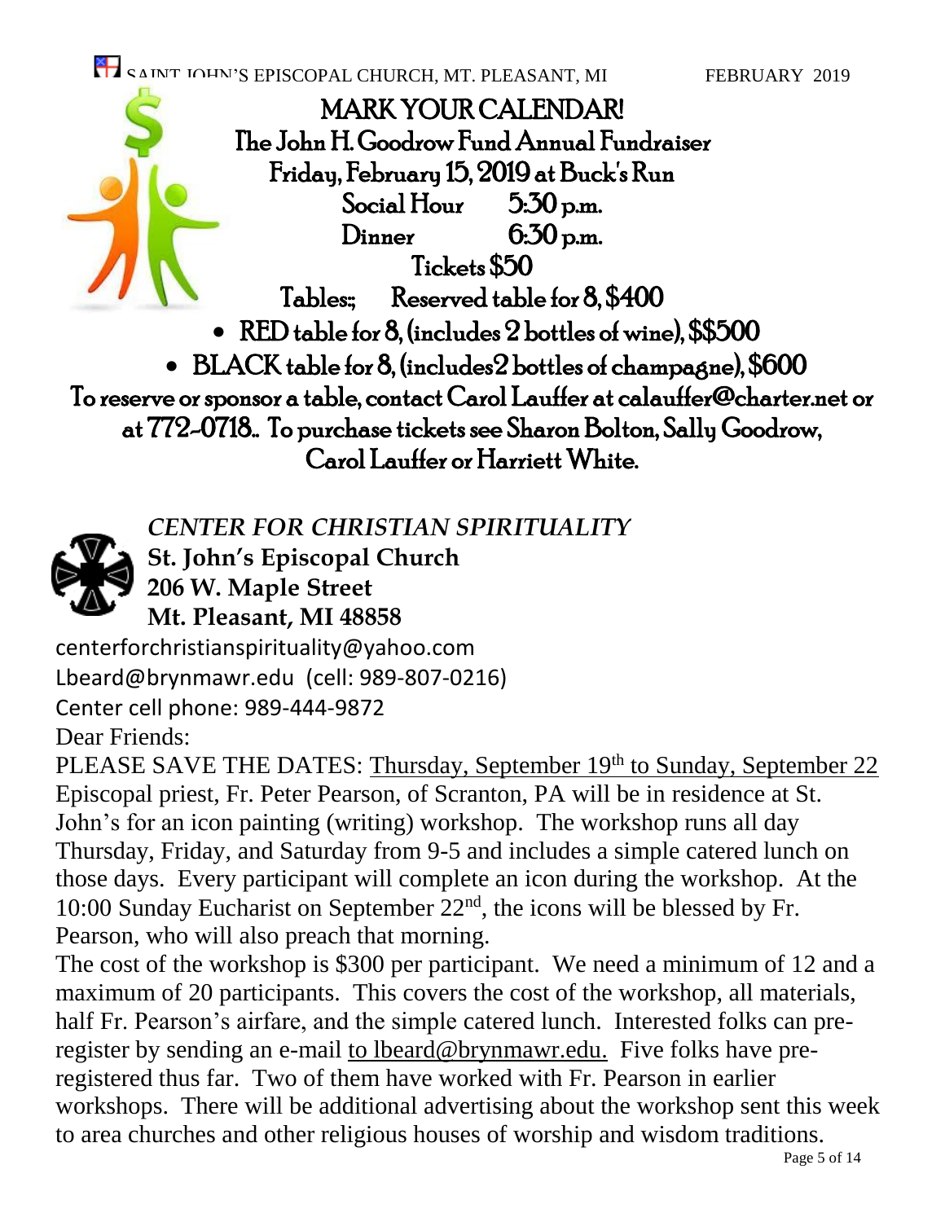# MARK YOUR CALENDAR!

## The John H. Goodrow Fund Annual Fundraiser

**Friday, February 15, 2019 at Buck's Run**

Social Hour 5:30 p.m.

Dinner 6:30 p.m.

Tickets $50

Tables:; Reserved table for 8, $400

- RED table for 8, (includes 2 bottles of wine), $$500
- BLACK table for 8, (includes2 bottles of champagne), $600

To reserve or sponsor a table, contact Carol Lauffer at calauffer@charter.net or at 772-0718.. To purchase tickets see Sharon Bolton, Sally Goodrow, Carol Lauffer or Harriett White.

## *CENTER FOR CHRISTIAN SPIRITUALITY*

**St. John's Episcopal Church**
**206 W. Maple Street**
**Mt. Pleasant, MI 48858**

centerforchristianspirituality@yahoo.com
Lbeard@brynmawr.edu (cell: 989-807-0216)
Center cell phone: 989-444-9872

Dear Friends:

PLEASE SAVE THE DATES: Thursday, September 19th to Sunday, September 22 Episcopal priest, Fr. Peter Pearson, of Scranton, PA will be in residence at St. John's for an icon painting (writing) workshop. The workshop runs all day Thursday, Friday, and Saturday from 9-5 and includes a simple catered lunch on those days. Every participant will complete an icon during the workshop. At the 10:00 Sunday Eucharist on September 22nd, the icons will be blessed by Fr. Pearson, who will also preach that morning.

The cost of the workshop is $300 per participant. We need a minimum of 12 and a maximum of 20 participants. This covers the cost of the workshop, all materials, half Fr. Pearson's airfare, and the simple catered lunch. Interested folks can pre-register by sending an e-mail to lbeard@brynmawr.edu. Five folks have pre-registered thus far. Two of them have worked with Fr. Pearson in earlier workshops. There will be additional advertising about the workshop sent this week to area churches and other religious houses of worship and wisdom traditions.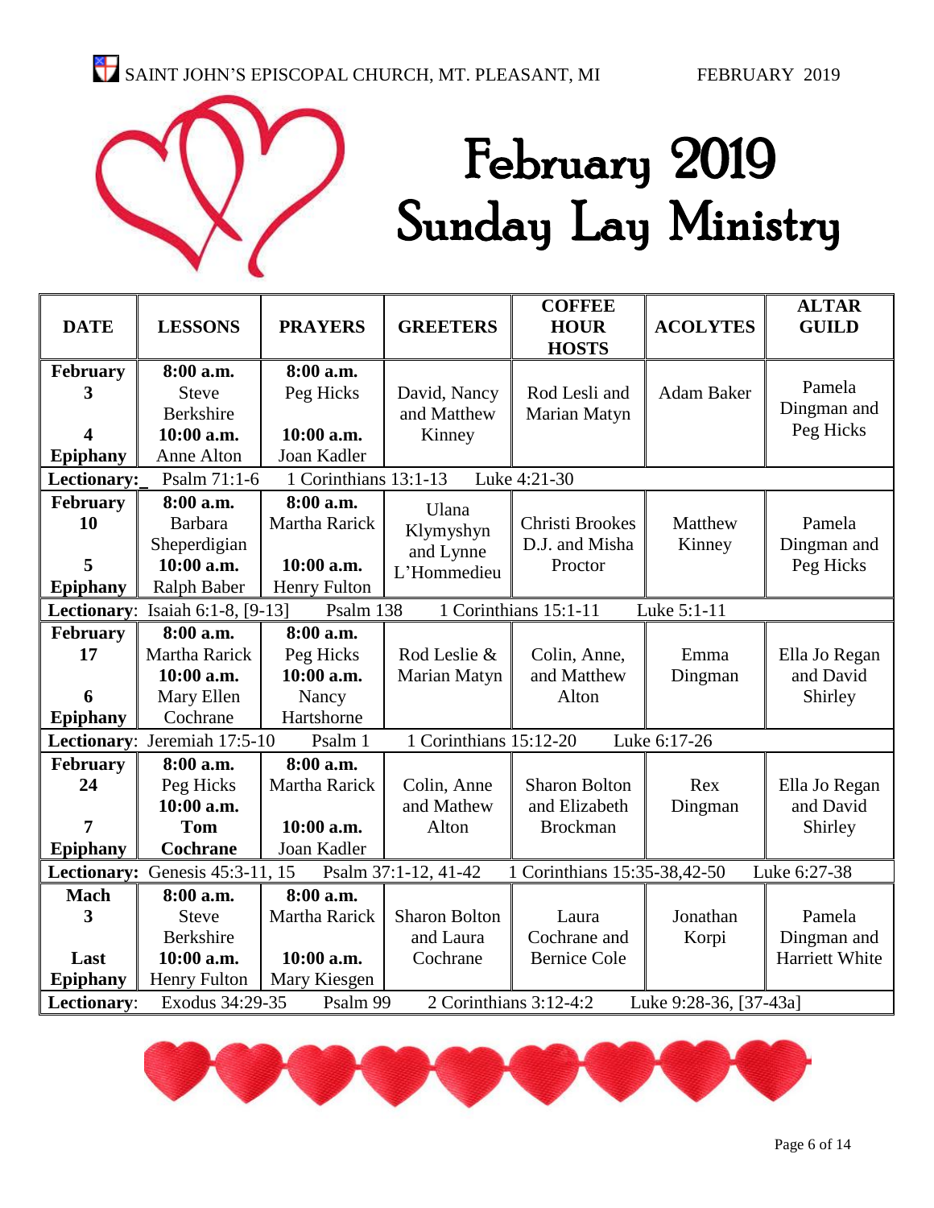# February 2019 Sunday Lay Ministry

| DATE | LESSONS | PRAYERS | GREETERS | COFFEE HOUR HOSTS | ACOLYTES | ALTAR GUILD |
|---|---|---|---|---|---|---|
| **February 3** **4 Epiphany** | **8:00 a.m.** Steve Berkshire **10:00 a.m.** Anne Alton | **8:00 a.m.** Peg Hicks **10:00 a.m.** Joan Kadler | David, Nancy and Matthew Kinney | Rod Lesli and Marian Matyn | Adam Baker | Pamela Dingman and Peg Hicks |
| **Lectionary:** Psalm 71:1-6 | 1 Corinthians 13:1-13 | Luke 4:21-30 | | | | |
| **February 10** **5 Epiphany** | **8:00 a.m.** Barbara Sheperdigian **10:00 a.m.** Ralph Baber | **8:00 a.m.** Martha Rarick **10:00 a.m.** Henry Fulton | Ulana Klymyshyn and Lynne L'Hommedieu | Christi Brookes D.J. and Misha Proctor | Matthew Kinney | Pamela Dingman and Peg Hicks |
| **Lectionary:** Isaiah 6:1-8, [9-13] | Psalm 138 | 1 Corinthians 15:1-11 | Luke 5:1-11 | | | |
| **February 17** **6 Epiphany** | **8:00 a.m.** Martha Rarick **10:00 a.m.** Mary Ellen Cochrane | **8:00 a.m.** Peg Hicks **10:00 a.m.** Nancy Hartshorne | Rod Leslie & Marian Matyn | Colin, Anne, and Matthew Alton | Emma Dingman | Ella Jo Regan and David Shirley |
| **Lectionary:** Jeremiah 17:5-10 | Psalm 1 | 1 Corinthians 15:12-20 | Luke 6:17-26 | | | |
| **February 24** **7 Epiphany** | **8:00 a.m.** Peg Hicks **10:00 a.m.** **Tom Cochrane** | **8:00 a.m.** Martha Rarick **10:00 a.m.** Joan Kadler | Colin, Anne and Mathew Alton | Sharon Bolton and Elizabeth Brockman | Rex Dingman | Ella Jo Regan and David Shirley |
| **Lectionary:** Genesis 45:3-11, 15 | Psalm 37:1-12, 41-42 | 1 Corinthians 15:35-38,42-50 | Luke 6:27-38 | | | |
| **Mach 3** **Last Epiphany** | **8:00 a.m.** Steve Berkshire **10:00 a.m.** Henry Fulton | **8:00 a.m.** Martha Rarick **10:00 a.m.** Mary Kiesgen | Sharon Bolton and Laura Cochrane | Laura Cochrane and Bernice Cole | Jonathan Korpi | Pamela Dingman and Harriett White |
| **Lectionary:** Exodus 34:29-35 | Psalm 99 | 2 Corinthians 3:12-4:2 | Luke 9:28-36, [37-43a] | | | |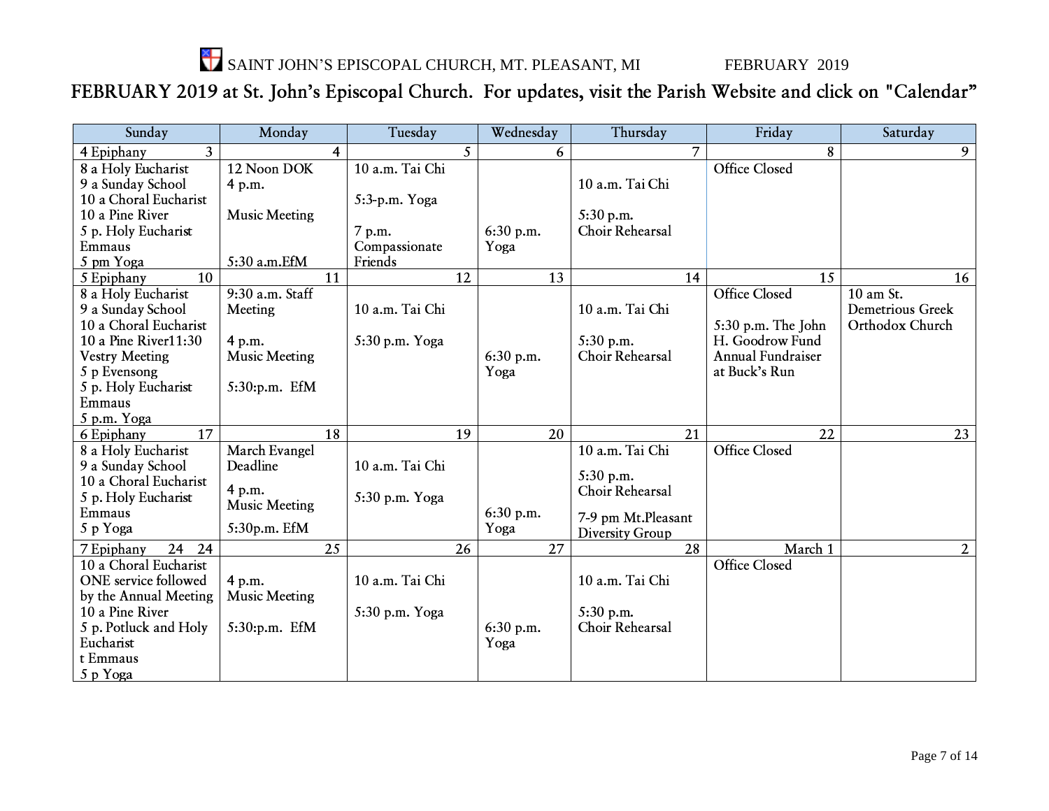SAINT JOHN'S EPISCOPAL CHURCH, MT. PLEASANT, MI FEBRUARY 2019

## FEBRUARY 2019 at St. John's Episcopal Church. For updates, visit the Parish Website and click on "Calendar"

| Sunday | Monday | Tuesday | Wednesday | Thursday | Friday | Saturday |
|---|---|---|---|---|---|---|
| 4 Epiphany 3 | 4 | 5 | 6 | 7 | 8 | 9 |
| 8 a Holy Eucharist<br>9 a Sunday School<br>10 a Choral Eucharist<br>10 a Pine River<br>5 p. Holy Eucharist Emmaus<br>5 pm Yoga | 12 Noon DOK<br>4 p.m.<br>Music Meeting<br>5:30 a.m.EfM | 10 a.m. Tai Chi<br>5:3-p.m. Yoga<br>7 p.m. Compassionate Friends | 6:30 p.m. Yoga | 10 a.m. Tai Chi<br>5:30 p.m. Choir Rehearsal | Office Closed | |
| 5 Epiphany 10 | 11 | 12 | 13 | 14 | 15 | 16 |
| 8 a Holy Eucharist<br>9 a Sunday School<br>10 a Choral Eucharist<br>10 a Pine River11:30 Vestry Meeting<br>5 p Evensong<br>5 p. Holy Eucharist Emmaus<br>5 p.m. Yoga | 9:30 a.m. Staff Meeting<br>4 p.m. Music Meeting<br>5:30:p.m. EfM | 10 a.m. Tai Chi<br>5:30 p.m. Yoga | 6:30 p.m. Yoga | 10 a.m. Tai Chi<br>5:30 p.m. Choir Rehearsal | Office Closed<br>5:30 p.m. The John H. Goodrow Fund Annual Fundraiser at Buck's Run | 10 am St. Demetrious Greek Orthodox Church |
| 6 Epiphany 17 | 18 | 19 | 20 | 21 | 22 | 23 |
| 8 a Holy Eucharist<br>9 a Sunday School<br>10 a Choral Eucharist<br>5 p. Holy Eucharist Emmaus<br>5 p Yoga | March Evangel Deadline<br>4 p.m. Music Meeting<br>5:30p.m. EfM | 10 a.m. Tai Chi<br>5:30 p.m. Yoga | 6:30 p.m. Yoga | 10 a.m. Tai Chi<br>5:30 p.m. Choir Rehearsal<br>7-9 pm Mt.Pleasant Diversity Group | Office Closed | |
| 7 Epiphany 24 24 | 25 | 26 | 27 | 28 | March 1 | 2 |
| 10 a Choral Eucharist ONE service followed by the Annual Meeting<br>10 a Pine River<br>5 p. Potluck and Holy Eucharist<br>t Emmaus<br>5 p Yoga | 4 p.m. Music Meeting<br>5:30:p.m. EfM | 10 a.m. Tai Chi<br>5:30 p.m. Yoga | 6:30 p.m. Yoga | 10 a.m. Tai Chi<br>5:30 p.m. Choir Rehearsal | Office Closed | |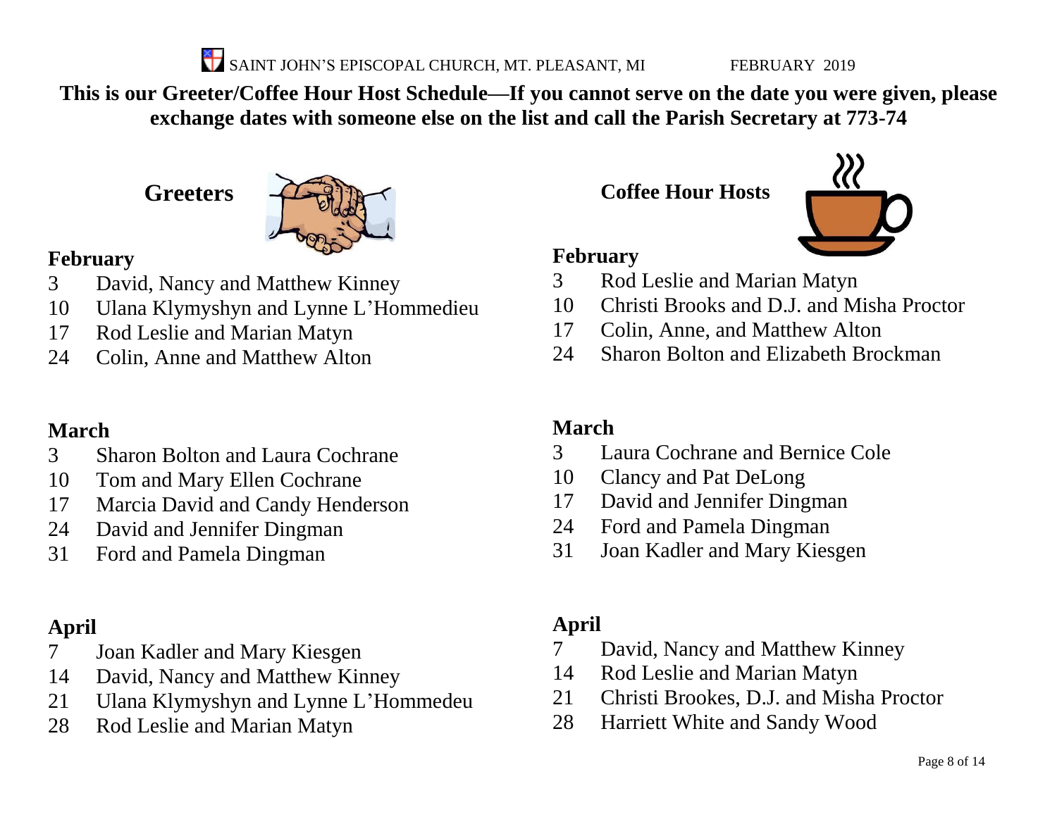SAINT JOHN'S EPISCOPAL CHURCH, MT. PLEASANT, MI FEBRUARY 2019

**This is our Greeter/Coffee Hour Host Schedule—If you cannot serve on the date you were given, please exchange dates with someone else on the list and call the Parish Secretary at 773-74**

## Greeters

### February

3 David, Nancy and Matthew Kinney
10 Ulana Klymyshyn and Lynne L'Hommedieu
17 Rod Leslie and Marian Matyn
24 Colin, Anne and Matthew Alton

### March

3 Sharon Bolton and Laura Cochrane
10 Tom and Mary Ellen Cochrane
17 Marcia David and Candy Henderson
24 David and Jennifer Dingman
31 Ford and Pamela Dingman

### April

7 Joan Kadler and Mary Kiesgen
14 David, Nancy and Matthew Kinney
21 Ulana Klymyshyn and Lynne L'Hommedeu
28 Rod Leslie and Marian Matyn

## Coffee Hour Hosts

### February

3 Rod Leslie and Marian Matyn
10 Christi Brooks and D.J. and Misha Proctor
17 Colin, Anne, and Matthew Alton
24 Sharon Bolton and Elizabeth Brockman

### March

3 Laura Cochrane and Bernice Cole
10 Clancy and Pat DeLong
17 David and Jennifer Dingman
24 Ford and Pamela Dingman
31 Joan Kadler and Mary Kiesgen

### April

7 David, Nancy and Matthew Kinney
14 Rod Leslie and Marian Matyn
21 Christi Brookes, D.J. and Misha Proctor
28 Harriett White and Sandy Wood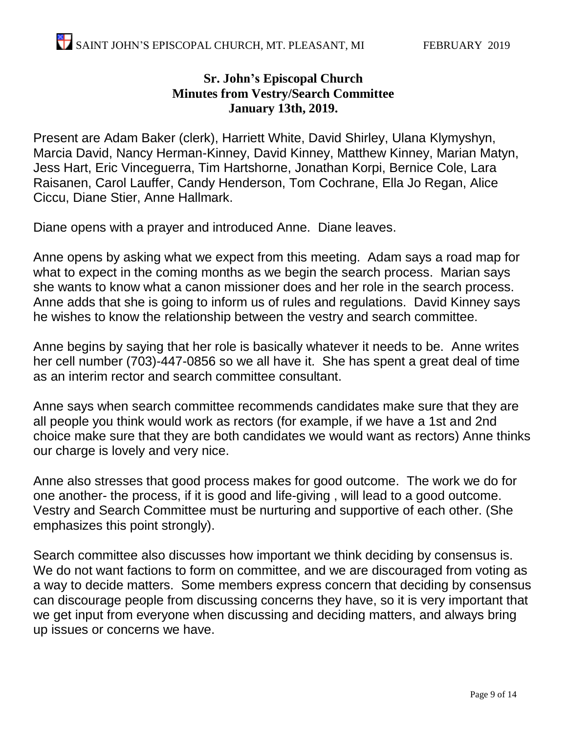**Sr. John's Episcopal Church**
**Minutes from Vestry/Search Committee**
**January 13th, 2019.**

Present are Adam Baker (clerk), Harriett White, David Shirley, Ulana Klymyshyn, Marcia David, Nancy Herman-Kinney, David Kinney, Matthew Kinney, Marian Matyn, Jess Hart, Eric Vinceguerra, Tim Hartshorne, Jonathan Korpi, Bernice Cole, Lara Raisanen, Carol Lauffer, Candy Henderson, Tom Cochrane, Ella Jo Regan, Alice Ciccu, Diane Stier, Anne Hallmark.

Diane opens with a prayer and introduced Anne. Diane leaves.

Anne opens by asking what we expect from this meeting. Adam says a road map for what to expect in the coming months as we begin the search process. Marian says she wants to know what a canon missioner does and her role in the search process. Anne adds that she is going to inform us of rules and regulations. David Kinney says he wishes to know the relationship between the vestry and search committee.

Anne begins by saying that her role is basically whatever it needs to be. Anne writes her cell number (703)-447-0856 so we all have it. She has spent a great deal of time as an interim rector and search committee consultant.

Anne says when search committee recommends candidates make sure that they are all people you think would work as rectors (for example, if we have a 1st and 2nd choice make sure that they are both candidates we would want as rectors) Anne thinks our charge is lovely and very nice.

Anne also stresses that good process makes for good outcome. The work we do for one another- the process, if it is good and life-giving , will lead to a good outcome. Vestry and Search Committee must be nurturing and supportive of each other. (She emphasizes this point strongly).

Search committee also discusses how important we think deciding by consensus is. We do not want factions to form on committee, and we are discouraged from voting as a way to decide matters. Some members express concern that deciding by consensus can discourage people from discussing concerns they have, so it is very important that we get input from everyone when discussing and deciding matters, and always bring up issues or concerns we have.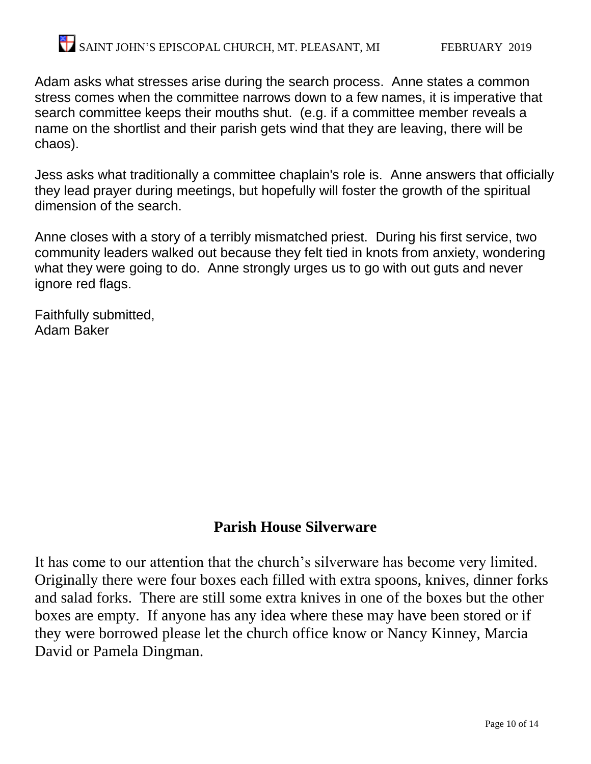Adam asks what stresses arise during the search process. Anne states a common stress comes when the committee narrows down to a few names, it is imperative that search committee keeps their mouths shut. (e.g. if a committee member reveals a name on the shortlist and their parish gets wind that they are leaving, there will be chaos).

Jess asks what traditionally a committee chaplain's role is. Anne answers that officially they lead prayer during meetings, but hopefully will foster the growth of the spiritual dimension of the search.

Anne closes with a story of a terribly mismatched priest. During his first service, two community leaders walked out because they felt tied in knots from anxiety, wondering what they were going to do. Anne strongly urges us to go with out guts and never ignore red flags.

Faithfully submitted,
Adam Baker

## Parish House Silverware

It has come to our attention that the church's silverware has become very limited. Originally there were four boxes each filled with extra spoons, knives, dinner forks and salad forks. There are still some extra knives in one of the boxes but the other boxes are empty. If anyone has any idea where these may have been stored or if they were borrowed please let the church office know or Nancy Kinney, Marcia David or Pamela Dingman.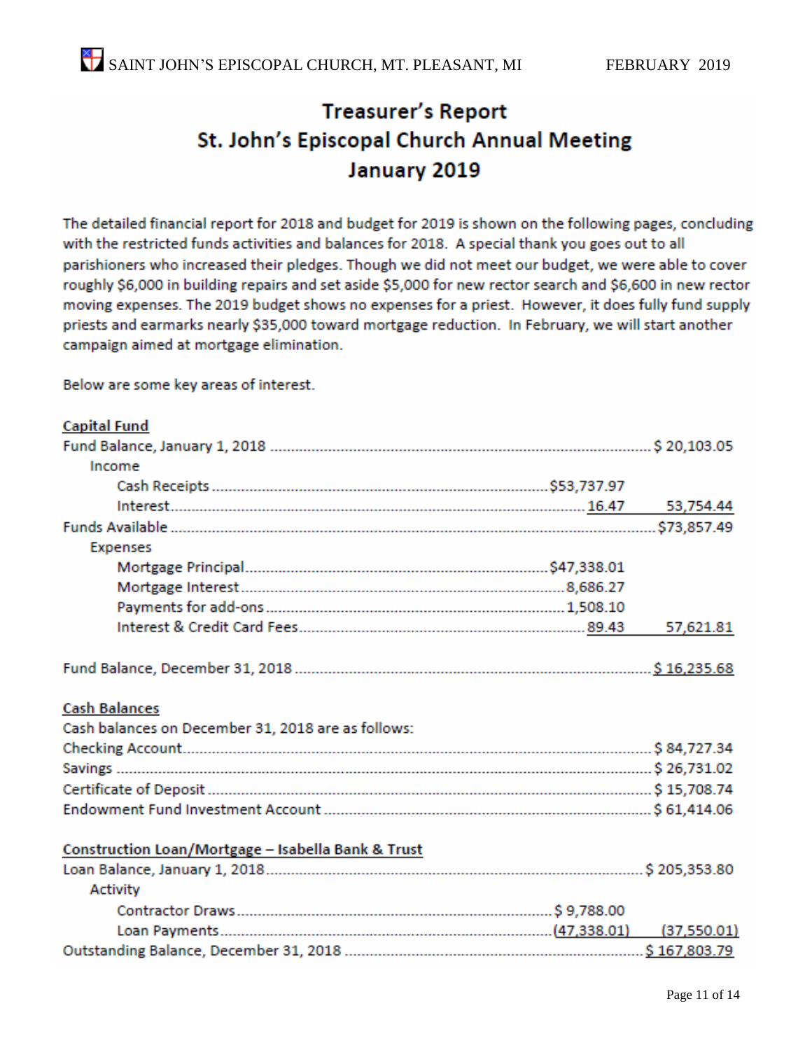# Treasurer's Report
# St. John's Episcopal Church Annual Meeting
# January 2019

The detailed financial report for 2018 and budget for 2019 is shown on the following pages, concluding with the restricted funds activities and balances for 2018. A special thank you goes out to all parishioners who increased their pledges. Though we did not meet our budget, we were able to cover roughly $6,000 in building repairs and set aside $5,000 for new rector search and $6,600 in new rector moving expenses. The 2019 budget shows no expenses for a priest. However, it does fully fund supply priests and earmarks nearly $35,000 toward mortgage reduction. In February, we will start another campaign aimed at mortgage elimination.

Below are some key areas of interest.

**Capital Fund**

| | | |
|---|---|---|
| Fund Balance, January 1, 2018 | | $ 20,103.05 |
| Income | | |
| Cash Receipts | $53,737.97 | |
| Interest | 16.47 | 53,754.44 |
| Funds Available | | $73,857.49 |
| Expenses | | |
| Mortgage Principal | $47,338.01 | |
| Mortgage Interest | 8,686.27 | |
| Payments for add-ons | 1,508.10 | |
| Interest & Credit Card Fees | 89.43 | 57,621.81 |
| Fund Balance, December 31, 2018 | | $ 16,235.68 |

**Cash Balances**

Cash balances on December 31, 2018 are as follows:

| | |
|---|---|
| Checking Account | $ 84,727.34 |
| Savings | $ 26,731.02 |
| Certificate of Deposit | $ 15,708.74 |
| Endowment Fund Investment Account | $ 61,414.06 |

**Construction Loan/Mortgage – Isabella Bank & Trust**

| | | |
|---|---|---|
| Loan Balance, January 1, 2018 | | $ 205,353.80 |
| Activity | | |
| Contractor Draws | $ 9,788.00 | |
| Loan Payments | (47,338.01) | (37,550.01) |
| Outstanding Balance, December 31, 2018 | | $ 167,803.79 |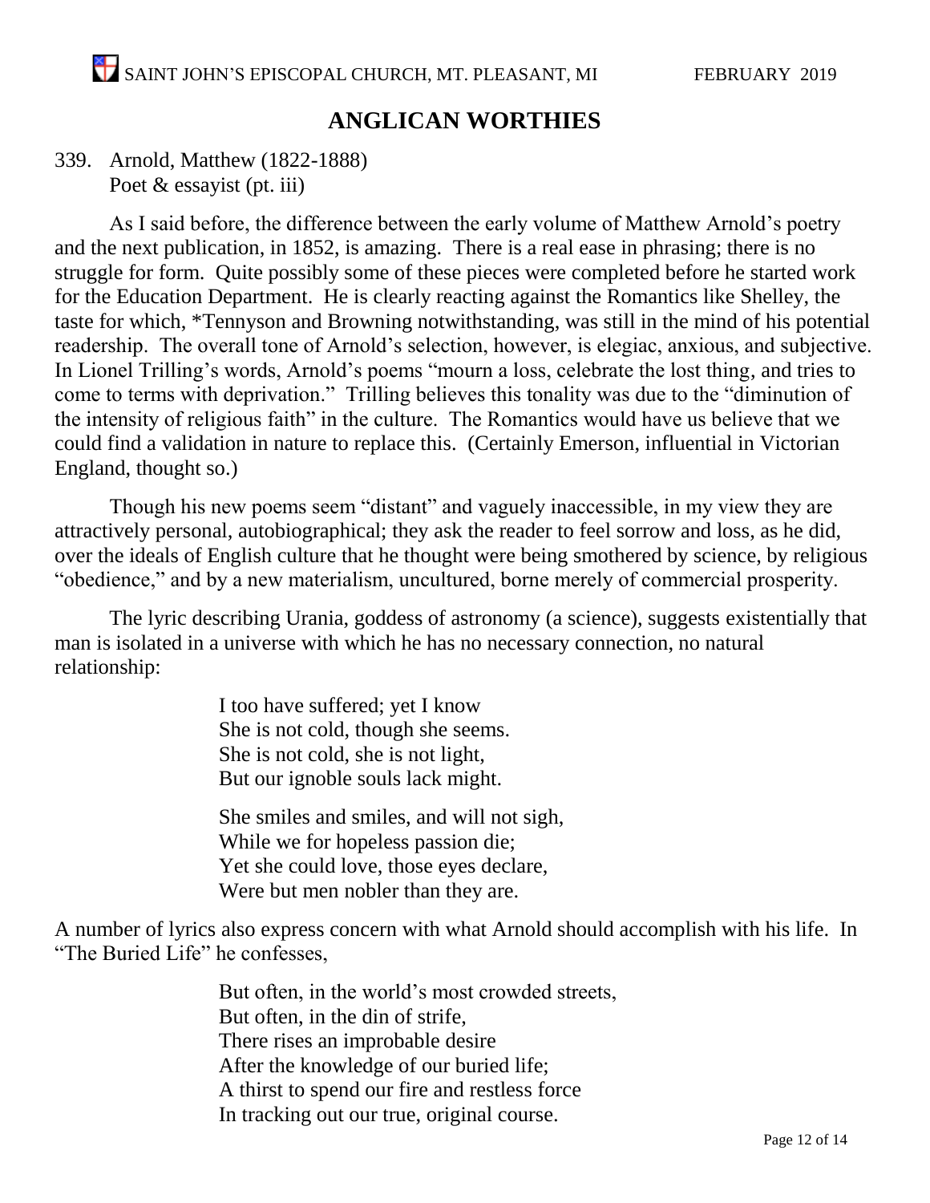# ANGLICAN WORTHIES

339. Arnold, Matthew (1822-1888)
Poet & essayist (pt. iii)

As I said before, the difference between the early volume of Matthew Arnold's poetry and the next publication, in 1852, is amazing. There is a real ease in phrasing; there is no struggle for form. Quite possibly some of these pieces were completed before he started work for the Education Department. He is clearly reacting against the Romantics like Shelley, the taste for which, *Tennyson and Browning notwithstanding, was still in the mind of his potential readership. The overall tone of Arnold's selection, however, is elegiac, anxious, and subjective. In Lionel Trilling's words, Arnold's poems "mourn a loss, celebrate the lost thing, and tries to come to terms with deprivation." Trilling believes this tonality was due to the "diminution of the intensity of religious faith" in the culture. The Romantics would have us believe that we could find a validation in nature to replace this. (Certainly Emerson, influential in Victorian England, thought so.)

Though his new poems seem "distant" and vaguely inaccessible, in my view they are attractively personal, autobiographical; they ask the reader to feel sorrow and loss, as he did, over the ideals of English culture that he thought were being smothered by science, by religious "obedience," and by a new materialism, uncultured, borne merely of commercial prosperity.

The lyric describing Urania, goddess of astronomy (a science), suggests existentially that man is isolated in a universe with which he has no necessary connection, no natural relationship:

> I too have suffered; yet I know
> She is not cold, though she seems.
> She is not cold, she is not light,
> But our ignoble souls lack might.
>
> She smiles and smiles, and will not sigh,
> While we for hopeless passion die;
> Yet she could love, those eyes declare,
> Were but men nobler than they are.

A number of lyrics also express concern with what Arnold should accomplish with his life. In "The Buried Life" he confesses,

> But often, in the world's most crowded streets,
> But often, in the din of strife,
> There rises an improbable desire
> After the knowledge of our buried life;
> A thirst to spend our fire and restless force
> In tracking out our true, original course.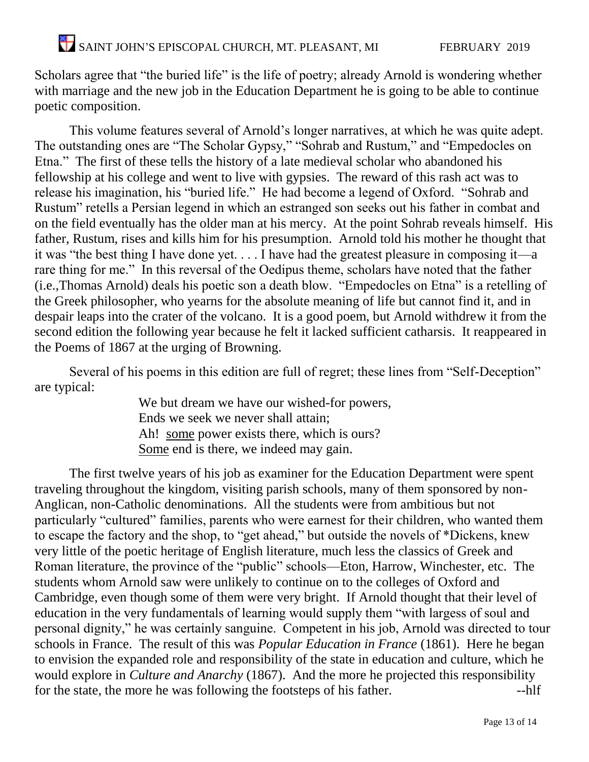Scholars agree that "the buried life" is the life of poetry; already Arnold is wondering whether with marriage and the new job in the Education Department he is going to be able to continue poetic composition.

This volume features several of Arnold's longer narratives, at which he was quite adept. The outstanding ones are "The Scholar Gypsy," "Sohrab and Rustum," and "Empedocles on Etna." The first of these tells the history of a late medieval scholar who abandoned his fellowship at his college and went to live with gypsies. The reward of this rash act was to release his imagination, his "buried life." He had become a legend of Oxford. "Sohrab and Rustum" retells a Persian legend in which an estranged son seeks out his father in combat and on the field eventually has the older man at his mercy. At the point Sohrab reveals himself. His father, Rustum, rises and kills him for his presumption. Arnold told his mother he thought that it was "the best thing I have done yet. . . . I have had the greatest pleasure in composing it—a rare thing for me." In this reversal of the Oedipus theme, scholars have noted that the father (i.e.,Thomas Arnold) deals his poetic son a death blow. "Empedocles on Etna" is a retelling of the Greek philosopher, who yearns for the absolute meaning of life but cannot find it, and in despair leaps into the crater of the volcano. It is a good poem, but Arnold withdrew it from the second edition the following year because he felt it lacked sufficient catharsis. It reappeared in the Poems of 1867 at the urging of Browning.

Several of his poems in this edition are full of regret; these lines from "Self-Deception" are typical:

> We but dream we have our wished-for powers,
> Ends we seek we never shall attain;
> Ah! <u>some</u> power exists there, which is ours?
> <u>Some</u> end is there, we indeed may gain.

The first twelve years of his job as examiner for the Education Department were spent traveling throughout the kingdom, visiting parish schools, many of them sponsored by non-Anglican, non-Catholic denominations. All the students were from ambitious but not particularly "cultured" families, parents who were earnest for their children, who wanted them to escape the factory and the shop, to "get ahead," but outside the novels of *Dickens, knew very little of the poetic heritage of English literature, much less the classics of Greek and Roman literature, the province of the "public" schools—Eton, Harrow, Winchester, etc. The students whom Arnold saw were unlikely to continue on to the colleges of Oxford and Cambridge, even though some of them were very bright. If Arnold thought that their level of education in the very fundamentals of learning would supply them "with largess of soul and personal dignity," he was certainly sanguine. Competent in his job, Arnold was directed to tour schools in France. The result of this was *Popular Education in France* (1861). Here he began to envision the expanded role and responsibility of the state in education and culture, which he would explore in *Culture and Anarchy* (1867). And the more he projected this responsibility for the state, the more he was following the footsteps of his father. --hlf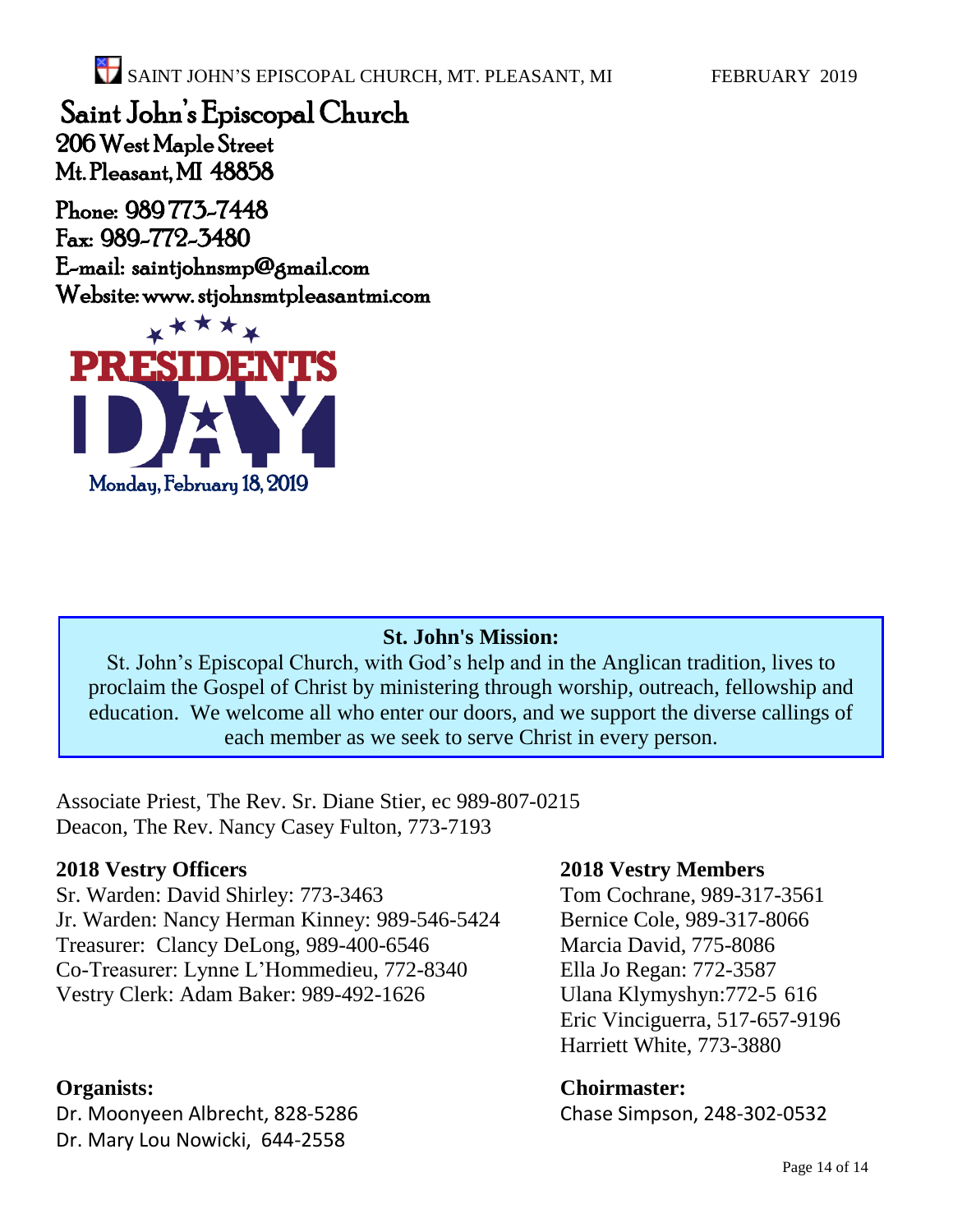# Saint John's Episcopal Church

206 West Maple Street
Mt. Pleasant, MI 48858

Phone: 989 773-7448
Fax: 989-772-3480
E-mail: saintjohnsmp@gmail.com
Website: www. stjohnsmtpleasantmi.com

PRESIDENTS DAY

Monday, February 18, 2019

**St. John's Mission:**

St. John's Episcopal Church, with God's help and in the Anglican tradition, lives to proclaim the Gospel of Christ by ministering through worship, outreach, fellowship and education. We welcome all who enter our doors, and we support the diverse callings of each member as we seek to serve Christ in every person.

Associate Priest, The Rev. Sr. Diane Stier, ec 989-807-0215
Deacon, The Rev. Nancy Casey Fulton, 773-7193

**2018 Vestry Officers**

Sr. Warden: David Shirley: 773-3463
Jr. Warden: Nancy Herman Kinney: 989-546-5424
Treasurer: Clancy DeLong, 989-400-6546
Co-Treasurer: Lynne L'Hommedieu, 772-8340
Vestry Clerk: Adam Baker: 989-492-1626

**2018 Vestry Members**

Tom Cochrane, 989-317-3561
Bernice Cole, 989-317-8066
Marcia David, 775-8086
Ella Jo Regan: 772-3587
Ulana Klymyshyn:772-5 616
Eric Vinciguerra, 517-657-9196
Harriett White, 773-3880

**Organists:**

Dr. Moonyeen Albrecht, 828-5286
Dr. Mary Lou Nowicki, 644-2558

**Choirmaster:**

Chase Simpson, 248-302-0532